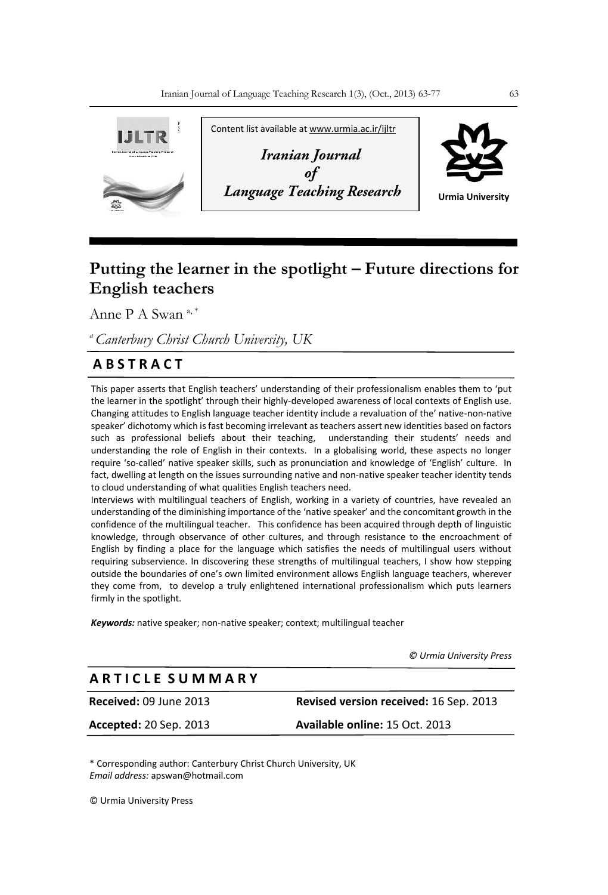Content list available at www.urmia.ac.ir/ijltr

*Iranian Journal of Language Teaching Research*

Urmia University

# Putting the learner in the spotlight – Future directions for English teachers

Anne P A Swan [a, *]

[a] *Canterbury Christ Church University, UK*

## ABSTRACT

This paper asserts that English teachers' understanding of their professionalism enables them to 'put the learner in the spotlight' through their highly-developed awareness of local contexts of English use. Changing attitudes to English language teacher identity include a revaluation of the' native-non-native speaker' dichotomy which is fast becoming irrelevant as teachers assert new identities based on factors such as professional beliefs about their teaching, understanding their students' needs and understanding the role of English in their contexts. In a globalising world, these aspects no longer require 'so-called' native speaker skills, such as pronunciation and knowledge of 'English' culture. In fact, dwelling at length on the issues surrounding native and non-native speaker teacher identity tends to cloud understanding of what qualities English teachers need.

Interviews with multilingual teachers of English, working in a variety of countries, have revealed an understanding of the diminishing importance of the 'native speaker' and the concomitant growth in the confidence of the multilingual teacher. This confidence has been acquired through depth of linguistic knowledge, through observance of other cultures, and through resistance to the encroachment of English by finding a place for the language which satisfies the needs of multilingual users without requiring subservience. In discovering these strengths of multilingual teachers, I show how stepping outside the boundaries of one's own limited environment allows English language teachers, wherever they come from, to develop a truly enlightened international professionalism which puts learners firmly in the spotlight.

***Keywords:*** native speaker; non-native speaker; context; multilingual teacher

*© Urmia University Press*

## ARTICLE SUMMARY

| | |
|---|---|
| **Received:** 09 June 2013 | **Revised version received:** 16 Sep. 2013 |
| **Accepted:** 20 Sep. 2013 | **Available online:** 15 Oct. 2013 |

\* Corresponding author: Canterbury Christ Church University, UK
*Email address:* apswan@hotmail.com

© Urmia University Press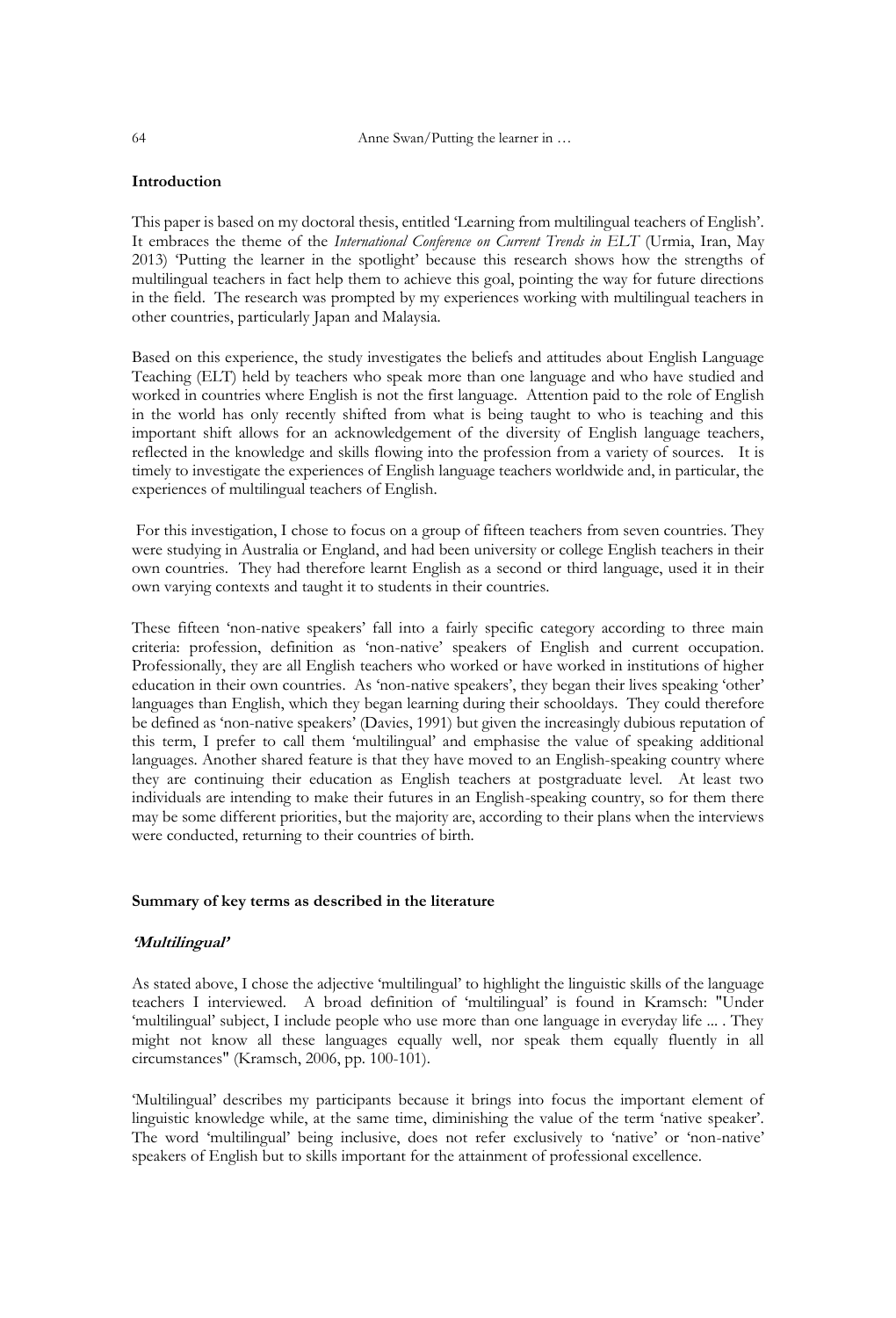**Introduction**

This paper is based on my doctoral thesis, entitled 'Learning from multilingual teachers of English'. It embraces the theme of the *International Conference on Current Trends in ELT* (Urmia, Iran, May 2013) 'Putting the learner in the spotlight' because this research shows how the strengths of multilingual teachers in fact help them to achieve this goal, pointing the way for future directions in the field. The research was prompted by my experiences working with multilingual teachers in other countries, particularly Japan and Malaysia.

Based on this experience, the study investigates the beliefs and attitudes about English Language Teaching (ELT) held by teachers who speak more than one language and who have studied and worked in countries where English is not the first language. Attention paid to the role of English in the world has only recently shifted from what is being taught to who is teaching and this important shift allows for an acknowledgement of the diversity of English language teachers, reflected in the knowledge and skills flowing into the profession from a variety of sources. It is timely to investigate the experiences of English language teachers worldwide and, in particular, the experiences of multilingual teachers of English.

For this investigation, I chose to focus on a group of fifteen teachers from seven countries. They were studying in Australia or England, and had been university or college English teachers in their own countries. They had therefore learnt English as a second or third language, used it in their own varying contexts and taught it to students in their countries.

These fifteen 'non-native speakers' fall into a fairly specific category according to three main criteria: profession, definition as 'non-native' speakers of English and current occupation. Professionally, they are all English teachers who worked or have worked in institutions of higher education in their own countries. As 'non-native speakers', they began their lives speaking 'other' languages than English, which they began learning during their schooldays. They could therefore be defined as 'non-native speakers' (Davies, 1991) but given the increasingly dubious reputation of this term, I prefer to call them 'multilingual' and emphasise the value of speaking additional languages. Another shared feature is that they have moved to an English-speaking country where they are continuing their education as English teachers at postgraduate level. At least two individuals are intending to make their futures in an English-speaking country, so for them there may be some different priorities, but the majority are, according to their plans when the interviews were conducted, returning to their countries of birth.

**Summary of key terms as described in the literature**

***'Multilingual'***

As stated above, I chose the adjective 'multilingual' to highlight the linguistic skills of the language teachers I interviewed. A broad definition of 'multilingual' is found in Kramsch: "Under 'multilingual' subject, I include people who use more than one language in everyday life ... . They might not know all these languages equally well, nor speak them equally fluently in all circumstances" (Kramsch, 2006, pp. 100-101).

'Multilingual' describes my participants because it brings into focus the important element of linguistic knowledge while, at the same time, diminishing the value of the term 'native speaker'. The word 'multilingual' being inclusive, does not refer exclusively to 'native' or 'non-native' speakers of English but to skills important for the attainment of professional excellence.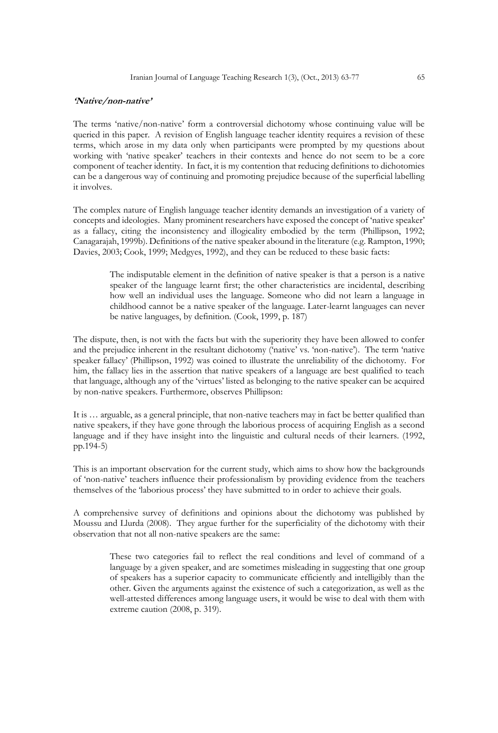### *'Native/non-native'*

The terms 'native/non-native' form a controversial dichotomy whose continuing value will be queried in this paper. A revision of English language teacher identity requires a revision of these terms, which arose in my data only when participants were prompted by my questions about working with 'native speaker' teachers in their contexts and hence do not seem to be a core component of teacher identity. In fact, it is my contention that reducing definitions to dichotomies can be a dangerous way of continuing and promoting prejudice because of the superficial labelling it involves.

The complex nature of English language teacher identity demands an investigation of a variety of concepts and ideologies. Many prominent researchers have exposed the concept of 'native speaker' as a fallacy, citing the inconsistency and illogicality embodied by the term (Phillipson, 1992; Canagarajah, 1999b). Definitions of the native speaker abound in the literature (e.g. Rampton, 1990; Davies, 2003; Cook, 1999; Medgyes, 1992), and they can be reduced to these basic facts:

> The indisputable element in the definition of native speaker is that a person is a native speaker of the language learnt first; the other characteristics are incidental, describing how well an individual uses the language. Someone who did not learn a language in childhood cannot be a native speaker of the language. Later-learnt languages can never be native languages, by definition. (Cook, 1999, p. 187)

The dispute, then, is not with the facts but with the superiority they have been allowed to confer and the prejudice inherent in the resultant dichotomy ('native' vs. 'non-native'). The term 'native speaker fallacy' (Phillipson, 1992) was coined to illustrate the unreliability of the dichotomy. For him, the fallacy lies in the assertion that native speakers of a language are best qualified to teach that language, although any of the 'virtues' listed as belonging to the native speaker can be acquired by non-native speakers. Furthermore, observes Phillipson:

It is … arguable, as a general principle, that non-native teachers may in fact be better qualified than native speakers, if they have gone through the laborious process of acquiring English as a second language and if they have insight into the linguistic and cultural needs of their learners. (1992, pp.194-5)

This is an important observation for the current study, which aims to show how the backgrounds of 'non-native' teachers influence their professionalism by providing evidence from the teachers themselves of the 'laborious process' they have submitted to in order to achieve their goals.

A comprehensive survey of definitions and opinions about the dichotomy was published by Moussu and Llurda (2008). They argue further for the superficiality of the dichotomy with their observation that not all non-native speakers are the same:

> These two categories fail to reflect the real conditions and level of command of a language by a given speaker, and are sometimes misleading in suggesting that one group of speakers has a superior capacity to communicate efficiently and intelligibly than the other. Given the arguments against the existence of such a categorization, as well as the well-attested differences among language users, it would be wise to deal with them with extreme caution (2008, p. 319).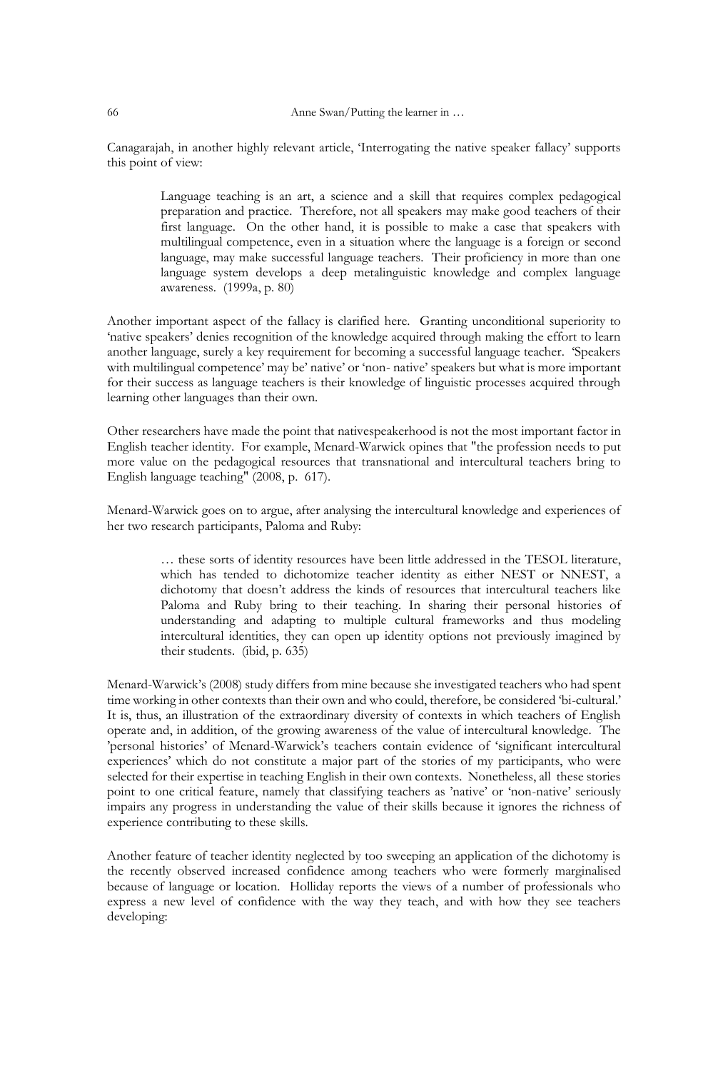Canagarajah, in another highly relevant article, 'Interrogating the native speaker fallacy' supports this point of view:

> Language teaching is an art, a science and a skill that requires complex pedagogical preparation and practice. Therefore, not all speakers may make good teachers of their first language. On the other hand, it is possible to make a case that speakers with multilingual competence, even in a situation where the language is a foreign or second language, may make successful language teachers. Their proficiency in more than one language system develops a deep metalinguistic knowledge and complex language awareness. (1999a, p. 80)

Another important aspect of the fallacy is clarified here. Granting unconditional superiority to 'native speakers' denies recognition of the knowledge acquired through making the effort to learn another language, surely a key requirement for becoming a successful language teacher. 'Speakers with multilingual competence' may be' native' or 'non- native' speakers but what is more important for their success as language teachers is their knowledge of linguistic processes acquired through learning other languages than their own.

Other researchers have made the point that nativespeakerhood is not the most important factor in English teacher identity. For example, Menard-Warwick opines that "the profession needs to put more value on the pedagogical resources that transnational and intercultural teachers bring to English language teaching" (2008, p. 617).

Menard-Warwick goes on to argue, after analysing the intercultural knowledge and experiences of her two research participants, Paloma and Ruby:

> … these sorts of identity resources have been little addressed in the TESOL literature, which has tended to dichotomize teacher identity as either NEST or NNEST, a dichotomy that doesn't address the kinds of resources that intercultural teachers like Paloma and Ruby bring to their teaching. In sharing their personal histories of understanding and adapting to multiple cultural frameworks and thus modeling intercultural identities, they can open up identity options not previously imagined by their students. (ibid, p. 635)

Menard-Warwick's (2008) study differs from mine because she investigated teachers who had spent time working in other contexts than their own and who could, therefore, be considered 'bi-cultural.' It is, thus, an illustration of the extraordinary diversity of contexts in which teachers of English operate and, in addition, of the growing awareness of the value of intercultural knowledge. The 'personal histories' of Menard-Warwick's teachers contain evidence of 'significant intercultural experiences' which do not constitute a major part of the stories of my participants, who were selected for their expertise in teaching English in their own contexts. Nonetheless, all these stories point to one critical feature, namely that classifying teachers as 'native' or 'non-native' seriously impairs any progress in understanding the value of their skills because it ignores the richness of experience contributing to these skills.

Another feature of teacher identity neglected by too sweeping an application of the dichotomy is the recently observed increased confidence among teachers who were formerly marginalised because of language or location. Holliday reports the views of a number of professionals who express a new level of confidence with the way they teach, and with how they see teachers developing: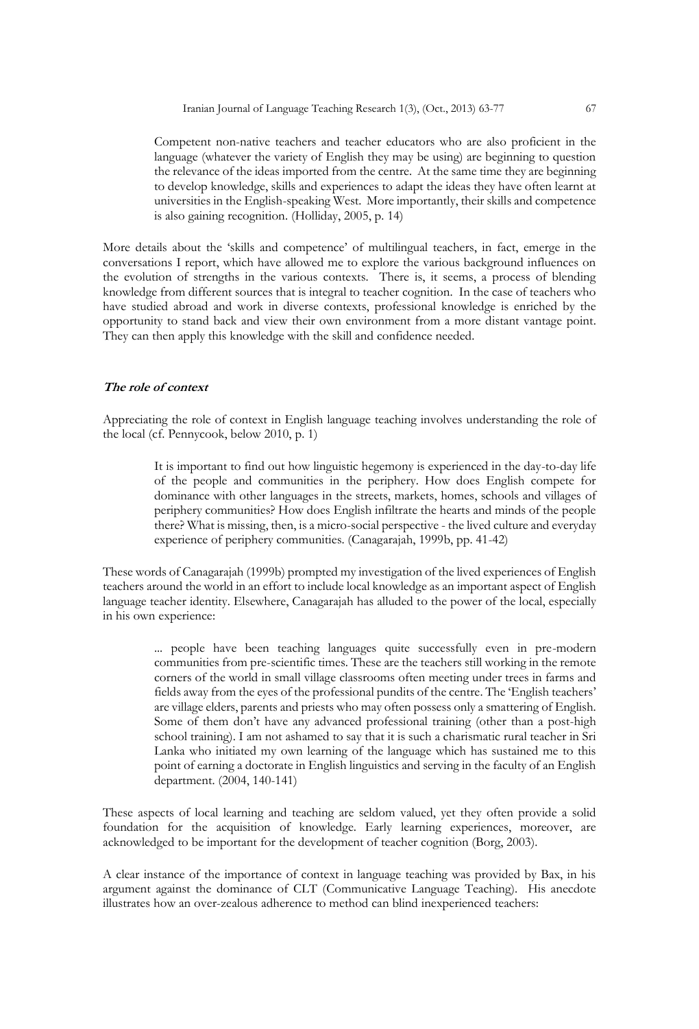> Competent non-native teachers and teacher educators who are also proficient in the language (whatever the variety of English they may be using) are beginning to question the relevance of the ideas imported from the centre. At the same time they are beginning to develop knowledge, skills and experiences to adapt the ideas they have often learnt at universities in the English-speaking West. More importantly, their skills and competence is also gaining recognition. (Holliday, 2005, p. 14)

More details about the 'skills and competence' of multilingual teachers, in fact, emerge in the conversations I report, which have allowed me to explore the various background influences on the evolution of strengths in the various contexts. There is, it seems, a process of blending knowledge from different sources that is integral to teacher cognition. In the case of teachers who have studied abroad and work in diverse contexts, professional knowledge is enriched by the opportunity to stand back and view their own environment from a more distant vantage point. They can then apply this knowledge with the skill and confidence needed.

### *The role of context*

Appreciating the role of context in English language teaching involves understanding the role of the local (cf. Pennycook, below 2010, p. 1)

> It is important to find out how linguistic hegemony is experienced in the day-to-day life of the people and communities in the periphery. How does English compete for dominance with other languages in the streets, markets, homes, schools and villages of periphery communities? How does English infiltrate the hearts and minds of the people there? What is missing, then, is a micro-social perspective - the lived culture and everyday experience of periphery communities. (Canagarajah, 1999b, pp. 41-42)

These words of Canagarajah (1999b) prompted my investigation of the lived experiences of English teachers around the world in an effort to include local knowledge as an important aspect of English language teacher identity. Elsewhere, Canagarajah has alluded to the power of the local, especially in his own experience:

> ... people have been teaching languages quite successfully even in pre-modern communities from pre-scientific times. These are the teachers still working in the remote corners of the world in small village classrooms often meeting under trees in farms and fields away from the eyes of the professional pundits of the centre. The 'English teachers' are village elders, parents and priests who may often possess only a smattering of English. Some of them don't have any advanced professional training (other than a post-high school training). I am not ashamed to say that it is such a charismatic rural teacher in Sri Lanka who initiated my own learning of the language which has sustained me to this point of earning a doctorate in English linguistics and serving in the faculty of an English department. (2004, 140-141)

These aspects of local learning and teaching are seldom valued, yet they often provide a solid foundation for the acquisition of knowledge. Early learning experiences, moreover, are acknowledged to be important for the development of teacher cognition (Borg, 2003).

A clear instance of the importance of context in language teaching was provided by Bax, in his argument against the dominance of CLT (Communicative Language Teaching). His anecdote illustrates how an over-zealous adherence to method can blind inexperienced teachers: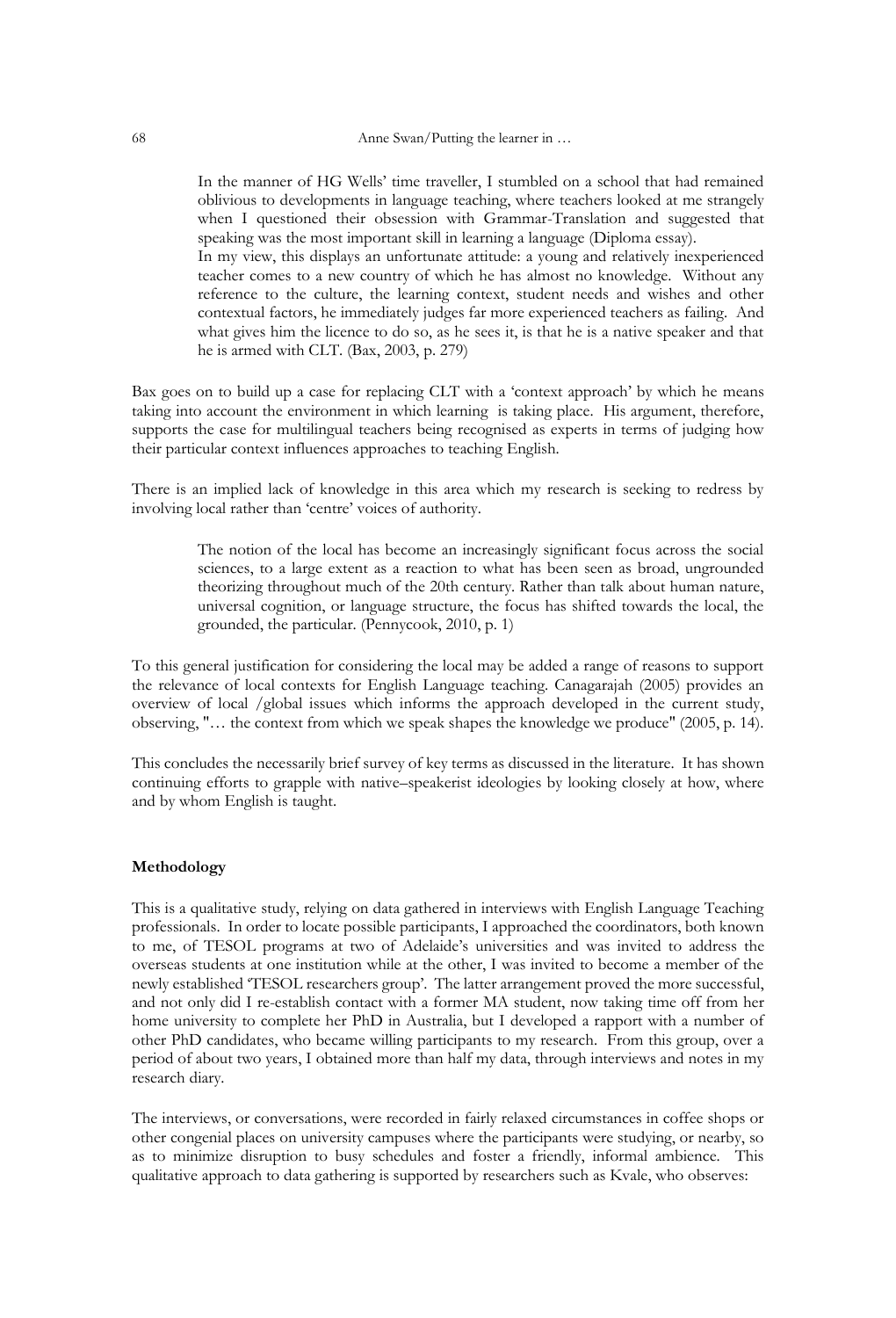> In the manner of HG Wells' time traveller, I stumbled on a school that had remained oblivious to developments in language teaching, where teachers looked at me strangely when I questioned their obsession with Grammar-Translation and suggested that speaking was the most important skill in learning a language (Diploma essay).
>
> In my view, this displays an unfortunate attitude: a young and relatively inexperienced teacher comes to a new country of which he has almost no knowledge. Without any reference to the culture, the learning context, student needs and wishes and other contextual factors, he immediately judges far more experienced teachers as failing. And what gives him the licence to do so, as he sees it, is that he is a native speaker and that he is armed with CLT. (Bax, 2003, p. 279)

Bax goes on to build up a case for replacing CLT with a 'context approach' by which he means taking into account the environment in which learning is taking place. His argument, therefore, supports the case for multilingual teachers being recognised as experts in terms of judging how their particular context influences approaches to teaching English.

There is an implied lack of knowledge in this area which my research is seeking to redress by involving local rather than 'centre' voices of authority.

> The notion of the local has become an increasingly significant focus across the social sciences, to a large extent as a reaction to what has been seen as broad, ungrounded theorizing throughout much of the 20th century. Rather than talk about human nature, universal cognition, or language structure, the focus has shifted towards the local, the grounded, the particular. (Pennycook, 2010, p. 1)

To this general justification for considering the local may be added a range of reasons to support the relevance of local contexts for English Language teaching. Canagarajah (2005) provides an overview of local /global issues which informs the approach developed in the current study, observing, "… the context from which we speak shapes the knowledge we produce" (2005, p. 14).

This concludes the necessarily brief survey of key terms as discussed in the literature. It has shown continuing efforts to grapple with native–speakerist ideologies by looking closely at how, where and by whom English is taught.

## Methodology

This is a qualitative study, relying on data gathered in interviews with English Language Teaching professionals. In order to locate possible participants, I approached the coordinators, both known to me, of TESOL programs at two of Adelaide's universities and was invited to address the overseas students at one institution while at the other, I was invited to become a member of the newly established 'TESOL researchers group'. The latter arrangement proved the more successful, and not only did I re-establish contact with a former MA student, now taking time off from her home university to complete her PhD in Australia, but I developed a rapport with a number of other PhD candidates, who became willing participants to my research. From this group, over a period of about two years, I obtained more than half my data, through interviews and notes in my research diary.

The interviews, or conversations, were recorded in fairly relaxed circumstances in coffee shops or other congenial places on university campuses where the participants were studying, or nearby, so as to minimize disruption to busy schedules and foster a friendly, informal ambience. This qualitative approach to data gathering is supported by researchers such as Kvale, who observes: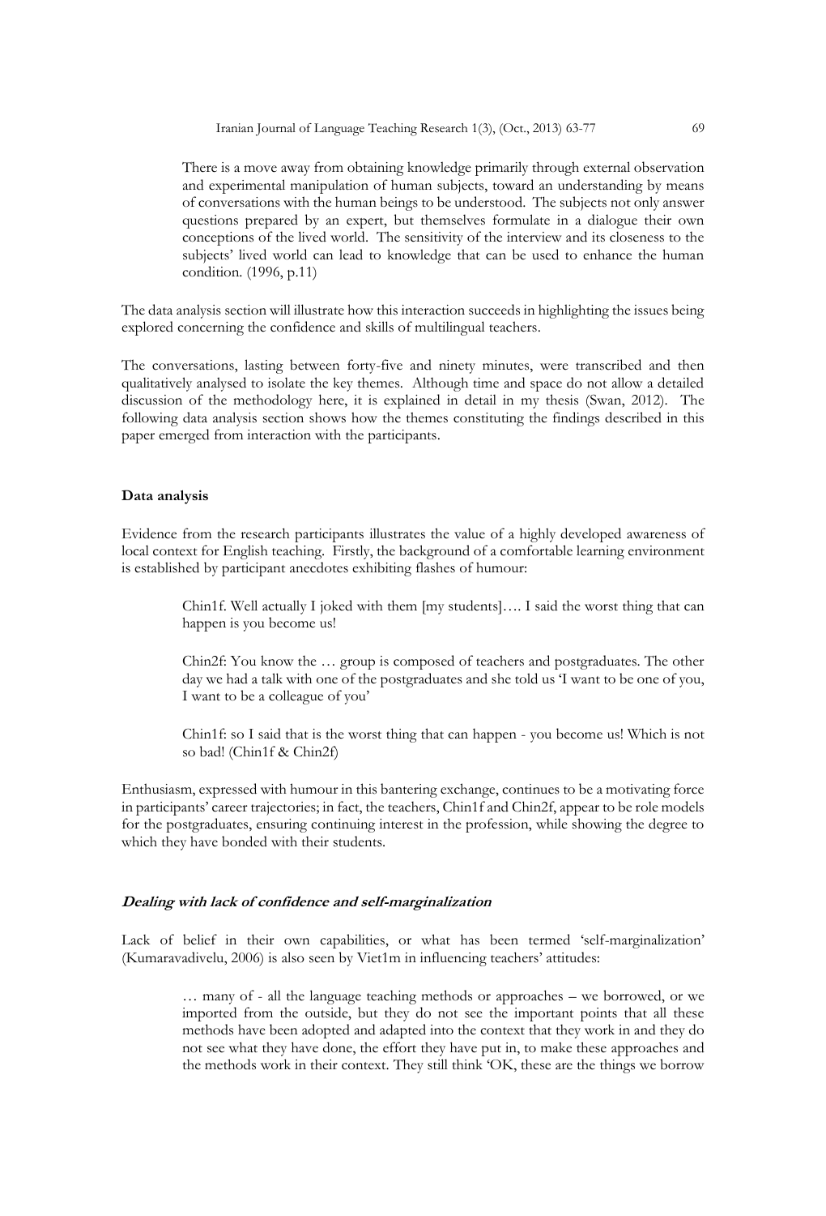> There is a move away from obtaining knowledge primarily through external observation and experimental manipulation of human subjects, toward an understanding by means of conversations with the human beings to be understood. The subjects not only answer questions prepared by an expert, but themselves formulate in a dialogue their own conceptions of the lived world. The sensitivity of the interview and its closeness to the subjects' lived world can lead to knowledge that can be used to enhance the human condition. (1996, p.11)

The data analysis section will illustrate how this interaction succeeds in highlighting the issues being explored concerning the confidence and skills of multilingual teachers.

The conversations, lasting between forty-five and ninety minutes, were transcribed and then qualitatively analysed to isolate the key themes. Although time and space do not allow a detailed discussion of the methodology here, it is explained in detail in my thesis (Swan, 2012). The following data analysis section shows how the themes constituting the findings described in this paper emerged from interaction with the participants.

**Data analysis**

Evidence from the research participants illustrates the value of a highly developed awareness of local context for English teaching. Firstly, the background of a comfortable learning environment is established by participant anecdotes exhibiting flashes of humour:

> Chin1f. Well actually I joked with them [my students]…. I said the worst thing that can happen is you become us!
>
> Chin2f: You know the … group is composed of teachers and postgraduates. The other day we had a talk with one of the postgraduates and she told us 'I want to be one of you, I want to be a colleague of you'
>
> Chin1f: so I said that is the worst thing that can happen - you become us! Which is not so bad! (Chin1f & Chin2f)

Enthusiasm, expressed with humour in this bantering exchange, continues to be a motivating force in participants' career trajectories; in fact, the teachers, Chin1f and Chin2f, appear to be role models for the postgraduates, ensuring continuing interest in the profession, while showing the degree to which they have bonded with their students.

***Dealing with lack of confidence and self-marginalization***

Lack of belief in their own capabilities, or what has been termed 'self-marginalization' (Kumaravadivelu, 2006) is also seen by Viet1m in influencing teachers' attitudes:

> … many of - all the language teaching methods or approaches – we borrowed, or we imported from the outside, but they do not see the important points that all these methods have been adopted and adapted into the context that they work in and they do not see what they have done, the effort they have put in, to make these approaches and the methods work in their context. They still think 'OK, these are the things we borrow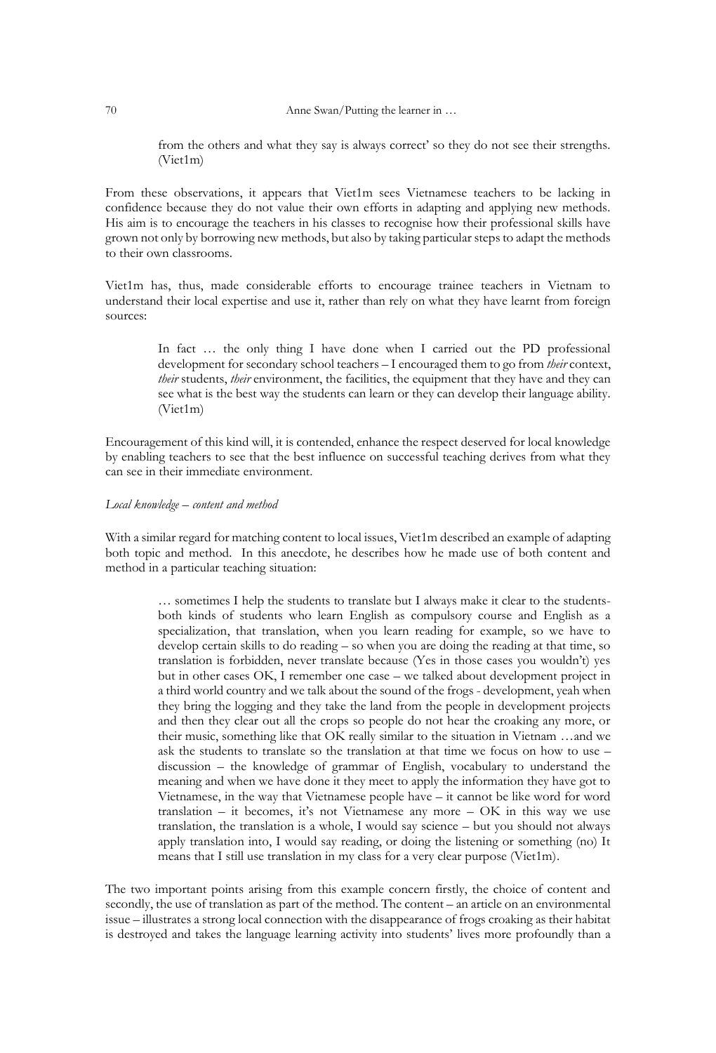> from the others and what they say is always correct' so they do not see their strengths. (Viet1m)

From these observations, it appears that Viet1m sees Vietnamese teachers to be lacking in confidence because they do not value their own efforts in adapting and applying new methods. His aim is to encourage the teachers in his classes to recognise how their professional skills have grown not only by borrowing new methods, but also by taking particular steps to adapt the methods to their own classrooms.

Viet1m has, thus, made considerable efforts to encourage trainee teachers in Vietnam to understand their local expertise and use it, rather than rely on what they have learnt from foreign sources:

> In fact … the only thing I have done when I carried out the PD professional development for secondary school teachers – I encouraged them to go from *their* context, *their* students, *their* environment, the facilities, the equipment that they have and they can see what is the best way the students can learn or they can develop their language ability. (Viet1m)

Encouragement of this kind will, it is contended, enhance the respect deserved for local knowledge by enabling teachers to see that the best influence on successful teaching derives from what they can see in their immediate environment.

*Local knowledge – content and method*

With a similar regard for matching content to local issues, Viet1m described an example of adapting both topic and method. In this anecdote, he describes how he made use of both content and method in a particular teaching situation:

> … sometimes I help the students to translate but I always make it clear to the students- both kinds of students who learn English as compulsory course and English as a specialization, that translation, when you learn reading for example, so we have to develop certain skills to do reading – so when you are doing the reading at that time, so translation is forbidden, never translate because (Yes in those cases you wouldn't) yes but in other cases OK, I remember one case – we talked about development project in a third world country and we talk about the sound of the frogs - development, yeah when they bring the logging and they take the land from the people in development projects and then they clear out all the crops so people do not hear the croaking any more, or their music, something like that OK really similar to the situation in Vietnam …and we ask the students to translate so the translation at that time we focus on how to use – discussion – the knowledge of grammar of English, vocabulary to understand the meaning and when we have done it they meet to apply the information they have got to Vietnamese, in the way that Vietnamese people have – it cannot be like word for word translation – it becomes, it's not Vietnamese any more – OK in this way we use translation, the translation is a whole, I would say science – but you should not always apply translation into, I would say reading, or doing the listening or something (no) It means that I still use translation in my class for a very clear purpose (Viet1m).

The two important points arising from this example concern firstly, the choice of content and secondly, the use of translation as part of the method. The content – an article on an environmental issue – illustrates a strong local connection with the disappearance of frogs croaking as their habitat is destroyed and takes the language learning activity into students' lives more profoundly than a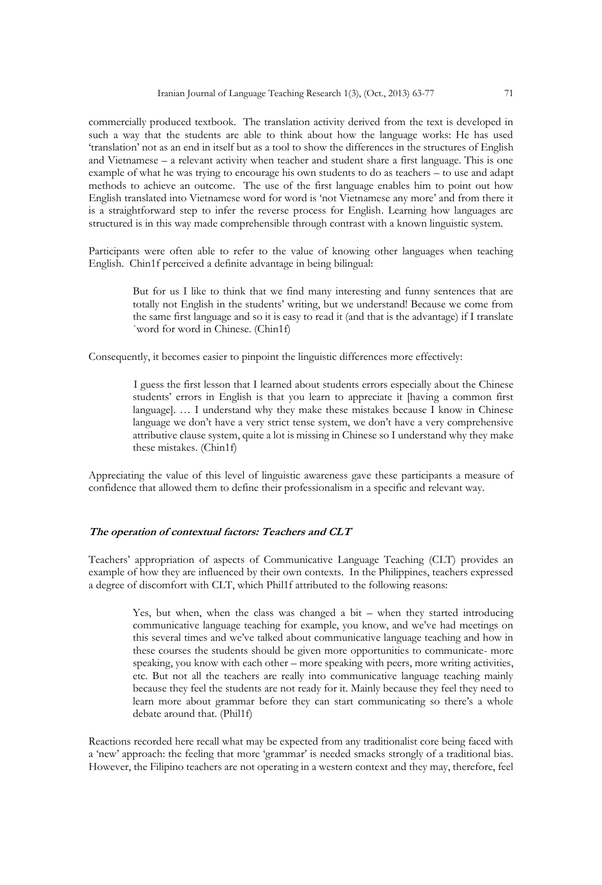commercially produced textbook. The translation activity derived from the text is developed in such a way that the students are able to think about how the language works: He has used 'translation' not as an end in itself but as a tool to show the differences in the structures of English and Vietnamese – a relevant activity when teacher and student share a first language. This is one example of what he was trying to encourage his own students to do as teachers – to use and adapt methods to achieve an outcome. The use of the first language enables him to point out how English translated into Vietnamese word for word is 'not Vietnamese any more' and from there it is a straightforward step to infer the reverse process for English. Learning how languages are structured is in this way made comprehensible through contrast with a known linguistic system.

Participants were often able to refer to the value of knowing other languages when teaching English. Chin1f perceived a definite advantage in being bilingual:

> But for us I like to think that we find many interesting and funny sentences that are totally not English in the students' writing, but we understand! Because we come from the same first language and so it is easy to read it (and that is the advantage) if I translate `word for word in Chinese. (Chin1f)

Consequently, it becomes easier to pinpoint the linguistic differences more effectively:

> I guess the first lesson that I learned about students errors especially about the Chinese students' errors in English is that you learn to appreciate it [having a common first language]. … I understand why they make these mistakes because I know in Chinese language we don't have a very strict tense system, we don't have a very comprehensive attributive clause system, quite a lot is missing in Chinese so I understand why they make these mistakes. (Chin1f)

Appreciating the value of this level of linguistic awareness gave these participants a measure of confidence that allowed them to define their professionalism in a specific and relevant way.

### *The operation of contextual factors: Teachers and CLT*

Teachers' appropriation of aspects of Communicative Language Teaching (CLT) provides an example of how they are influenced by their own contexts. In the Philippines, teachers expressed a degree of discomfort with CLT, which Phil1f attributed to the following reasons:

> Yes, but when, when the class was changed a bit – when they started introducing communicative language teaching for example, you know, and we've had meetings on this several times and we've talked about communicative language teaching and how in these courses the students should be given more opportunities to communicate- more speaking, you know with each other – more speaking with peers, more writing activities, etc. But not all the teachers are really into communicative language teaching mainly because they feel the students are not ready for it. Mainly because they feel they need to learn more about grammar before they can start communicating so there's a whole debate around that. (Phil1f)

Reactions recorded here recall what may be expected from any traditionalist core being faced with a 'new' approach: the feeling that more 'grammar' is needed smacks strongly of a traditional bias. However, the Filipino teachers are not operating in a western context and they may, therefore, feel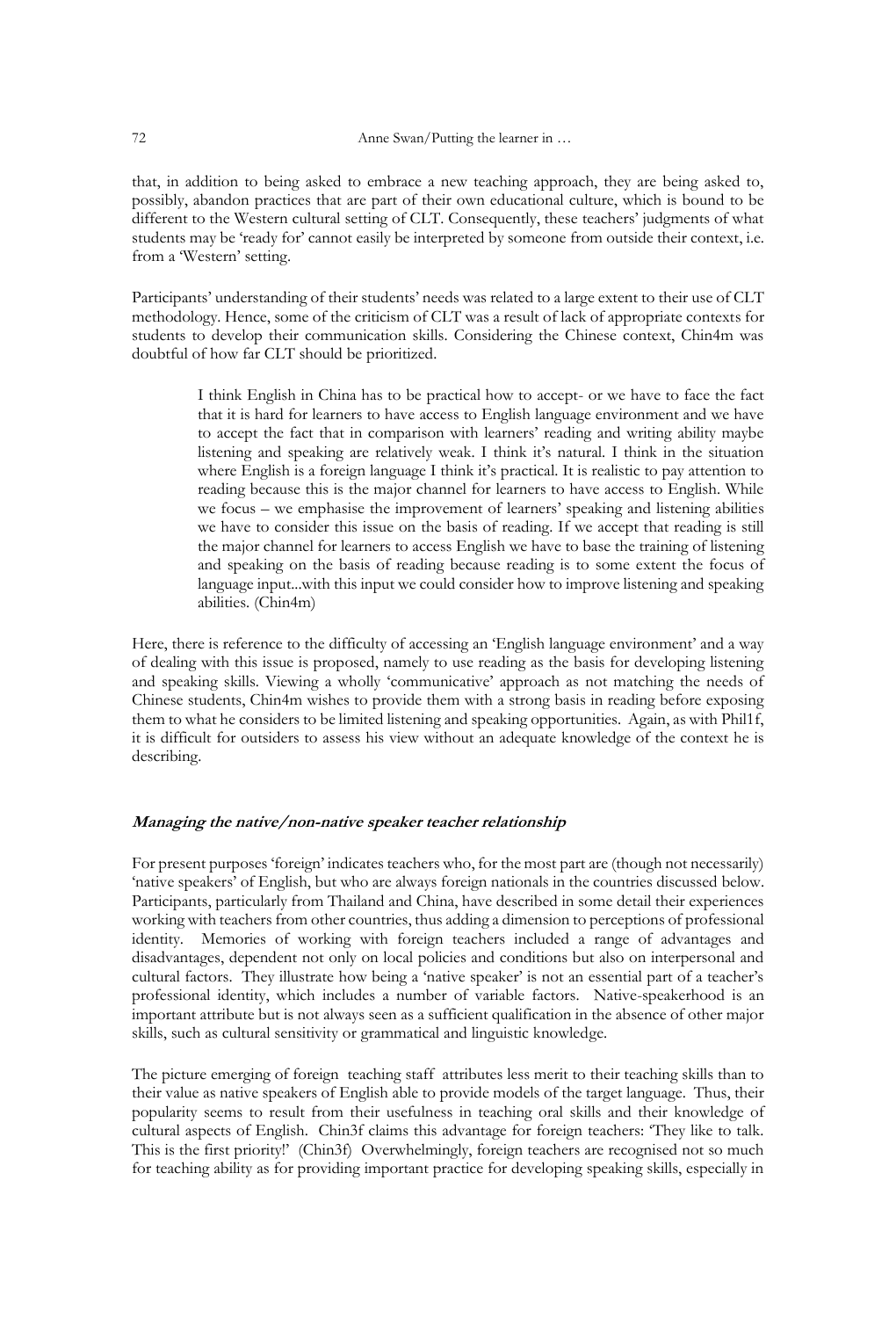that, in addition to being asked to embrace a new teaching approach, they are being asked to, possibly, abandon practices that are part of their own educational culture, which is bound to be different to the Western cultural setting of CLT. Consequently, these teachers' judgments of what students may be 'ready for' cannot easily be interpreted by someone from outside their context, i.e. from a 'Western' setting.

Participants' understanding of their students' needs was related to a large extent to their use of CLT methodology. Hence, some of the criticism of CLT was a result of lack of appropriate contexts for students to develop their communication skills. Considering the Chinese context, Chin4m was doubtful of how far CLT should be prioritized.

> I think English in China has to be practical how to accept- or we have to face the fact that it is hard for learners to have access to English language environment and we have to accept the fact that in comparison with learners' reading and writing ability maybe listening and speaking are relatively weak. I think it's natural. I think in the situation where English is a foreign language I think it's practical. It is realistic to pay attention to reading because this is the major channel for learners to have access to English. While we focus – we emphasise the improvement of learners' speaking and listening abilities we have to consider this issue on the basis of reading. If we accept that reading is still the major channel for learners to access English we have to base the training of listening and speaking on the basis of reading because reading is to some extent the focus of language input...with this input we could consider how to improve listening and speaking abilities. (Chin4m)

Here, there is reference to the difficulty of accessing an 'English language environment' and a way of dealing with this issue is proposed, namely to use reading as the basis for developing listening and speaking skills. Viewing a wholly 'communicative' approach as not matching the needs of Chinese students, Chin4m wishes to provide them with a strong basis in reading before exposing them to what he considers to be limited listening and speaking opportunities. Again, as with Phil1f, it is difficult for outsiders to assess his view without an adequate knowledge of the context he is describing.

### *Managing the native/non-native speaker teacher relationship*

For present purposes 'foreign' indicates teachers who, for the most part are (though not necessarily) 'native speakers' of English, but who are always foreign nationals in the countries discussed below. Participants, particularly from Thailand and China, have described in some detail their experiences working with teachers from other countries, thus adding a dimension to perceptions of professional identity. Memories of working with foreign teachers included a range of advantages and disadvantages, dependent not only on local policies and conditions but also on interpersonal and cultural factors. They illustrate how being a 'native speaker' is not an essential part of a teacher's professional identity, which includes a number of variable factors. Native-speakerhood is an important attribute but is not always seen as a sufficient qualification in the absence of other major skills, such as cultural sensitivity or grammatical and linguistic knowledge.

The picture emerging of foreign teaching staff attributes less merit to their teaching skills than to their value as native speakers of English able to provide models of the target language. Thus, their popularity seems to result from their usefulness in teaching oral skills and their knowledge of cultural aspects of English. Chin3f claims this advantage for foreign teachers: 'They like to talk. This is the first priority!' (Chin3f) Overwhelmingly, foreign teachers are recognised not so much for teaching ability as for providing important practice for developing speaking skills, especially in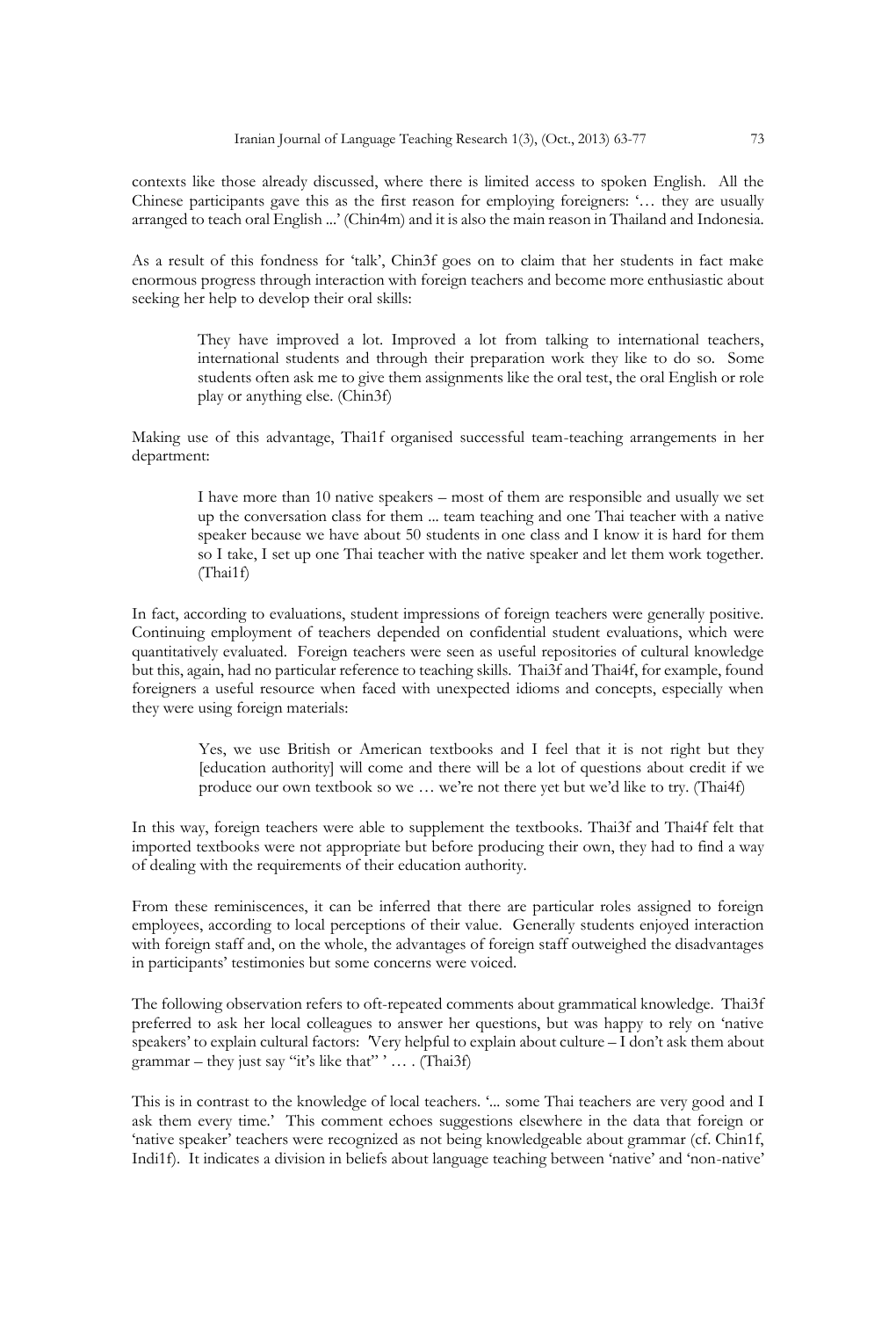contexts like those already discussed, where there is limited access to spoken English. All the Chinese participants gave this as the first reason for employing foreigners: '… they are usually arranged to teach oral English ...' (Chin4m) and it is also the main reason in Thailand and Indonesia.

As a result of this fondness for 'talk', Chin3f goes on to claim that her students in fact make enormous progress through interaction with foreign teachers and become more enthusiastic about seeking her help to develop their oral skills:

> They have improved a lot. Improved a lot from talking to international teachers, international students and through their preparation work they like to do so. Some students often ask me to give them assignments like the oral test, the oral English or role play or anything else. (Chin3f)

Making use of this advantage, Thai1f organised successful team-teaching arrangements in her department:

> I have more than 10 native speakers – most of them are responsible and usually we set up the conversation class for them ... team teaching and one Thai teacher with a native speaker because we have about 50 students in one class and I know it is hard for them so I take, I set up one Thai teacher with the native speaker and let them work together. (Thai1f)

In fact, according to evaluations, student impressions of foreign teachers were generally positive. Continuing employment of teachers depended on confidential student evaluations, which were quantitatively evaluated. Foreign teachers were seen as useful repositories of cultural knowledge but this, again, had no particular reference to teaching skills. Thai3f and Thai4f, for example, found foreigners a useful resource when faced with unexpected idioms and concepts, especially when they were using foreign materials:

> Yes, we use British or American textbooks and I feel that it is not right but they [education authority] will come and there will be a lot of questions about credit if we produce our own textbook so we … we're not there yet but we'd like to try. (Thai4f)

In this way, foreign teachers were able to supplement the textbooks. Thai3f and Thai4f felt that imported textbooks were not appropriate but before producing their own, they had to find a way of dealing with the requirements of their education authority.

From these reminiscences, it can be inferred that there are particular roles assigned to foreign employees, according to local perceptions of their value. Generally students enjoyed interaction with foreign staff and, on the whole, the advantages of foreign staff outweighed the disadvantages in participants' testimonies but some concerns were voiced.

The following observation refers to oft-repeated comments about grammatical knowledge. Thai3f preferred to ask her local colleagues to answer her questions, but was happy to rely on 'native speakers' to explain cultural factors: 'Very helpful to explain about culture – I don't ask them about grammar – they just say "it's like that" ' … . (Thai3f)

This is in contrast to the knowledge of local teachers. '... some Thai teachers are very good and I ask them every time.' This comment echoes suggestions elsewhere in the data that foreign or 'native speaker' teachers were recognized as not being knowledgeable about grammar (cf. Chin1f, Indi1f). It indicates a division in beliefs about language teaching between 'native' and 'non-native'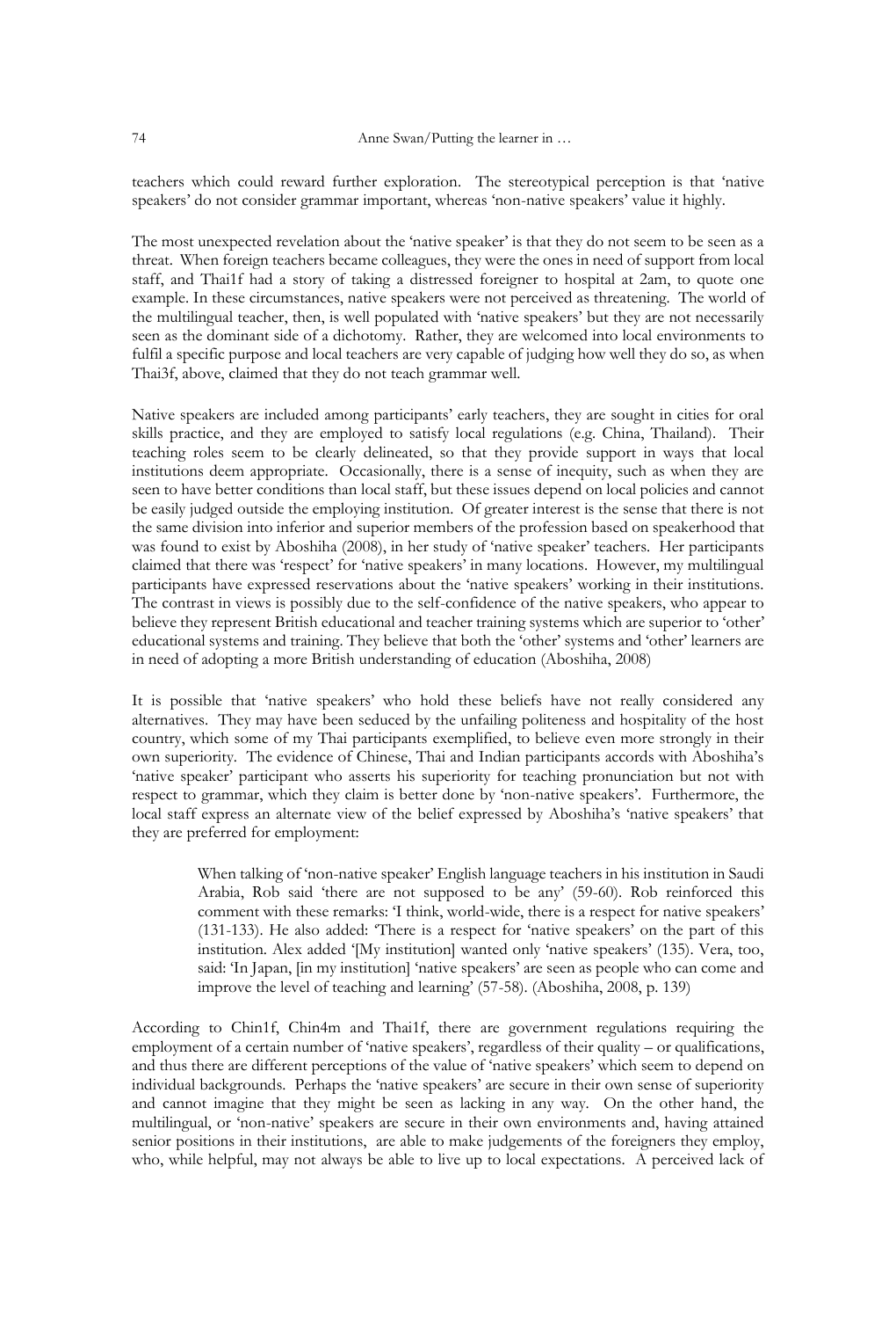teachers which could reward further exploration. The stereotypical perception is that 'native speakers' do not consider grammar important, whereas 'non-native speakers' value it highly.

The most unexpected revelation about the 'native speaker' is that they do not seem to be seen as a threat. When foreign teachers became colleagues, they were the ones in need of support from local staff, and Thai1f had a story of taking a distressed foreigner to hospital at 2am, to quote one example. In these circumstances, native speakers were not perceived as threatening. The world of the multilingual teacher, then, is well populated with 'native speakers' but they are not necessarily seen as the dominant side of a dichotomy. Rather, they are welcomed into local environments to fulfil a specific purpose and local teachers are very capable of judging how well they do so, as when Thai3f, above, claimed that they do not teach grammar well.

Native speakers are included among participants' early teachers, they are sought in cities for oral skills practice, and they are employed to satisfy local regulations (e.g. China, Thailand). Their teaching roles seem to be clearly delineated, so that they provide support in ways that local institutions deem appropriate. Occasionally, there is a sense of inequity, such as when they are seen to have better conditions than local staff, but these issues depend on local policies and cannot be easily judged outside the employing institution. Of greater interest is the sense that there is not the same division into inferior and superior members of the profession based on speakerhood that was found to exist by Aboshiha (2008), in her study of 'native speaker' teachers. Her participants claimed that there was 'respect' for 'native speakers' in many locations. However, my multilingual participants have expressed reservations about the 'native speakers' working in their institutions. The contrast in views is possibly due to the self-confidence of the native speakers, who appear to believe they represent British educational and teacher training systems which are superior to 'other' educational systems and training. They believe that both the 'other' systems and 'other' learners are in need of adopting a more British understanding of education (Aboshiha, 2008)

It is possible that 'native speakers' who hold these beliefs have not really considered any alternatives. They may have been seduced by the unfailing politeness and hospitality of the host country, which some of my Thai participants exemplified, to believe even more strongly in their own superiority. The evidence of Chinese, Thai and Indian participants accords with Aboshiha's 'native speaker' participant who asserts his superiority for teaching pronunciation but not with respect to grammar, which they claim is better done by 'non-native speakers'. Furthermore, the local staff express an alternate view of the belief expressed by Aboshiha's 'native speakers' that they are preferred for employment:

> When talking of 'non-native speaker' English language teachers in his institution in Saudi Arabia, Rob said 'there are not supposed to be any' (59-60). Rob reinforced this comment with these remarks: 'I think, world-wide, there is a respect for native speakers' (131-133). He also added: 'There is a respect for 'native speakers' on the part of this institution. Alex added '[My institution] wanted only 'native speakers' (135). Vera, too, said: 'In Japan, [in my institution] 'native speakers' are seen as people who can come and improve the level of teaching and learning' (57-58). (Aboshiha, 2008, p. 139)

According to Chin1f, Chin4m and Thai1f, there are government regulations requiring the employment of a certain number of 'native speakers', regardless of their quality – or qualifications, and thus there are different perceptions of the value of 'native speakers' which seem to depend on individual backgrounds. Perhaps the 'native speakers' are secure in their own sense of superiority and cannot imagine that they might be seen as lacking in any way. On the other hand, the multilingual, or 'non-native' speakers are secure in their own environments and, having attained senior positions in their institutions, are able to make judgements of the foreigners they employ, who, while helpful, may not always be able to live up to local expectations. A perceived lack of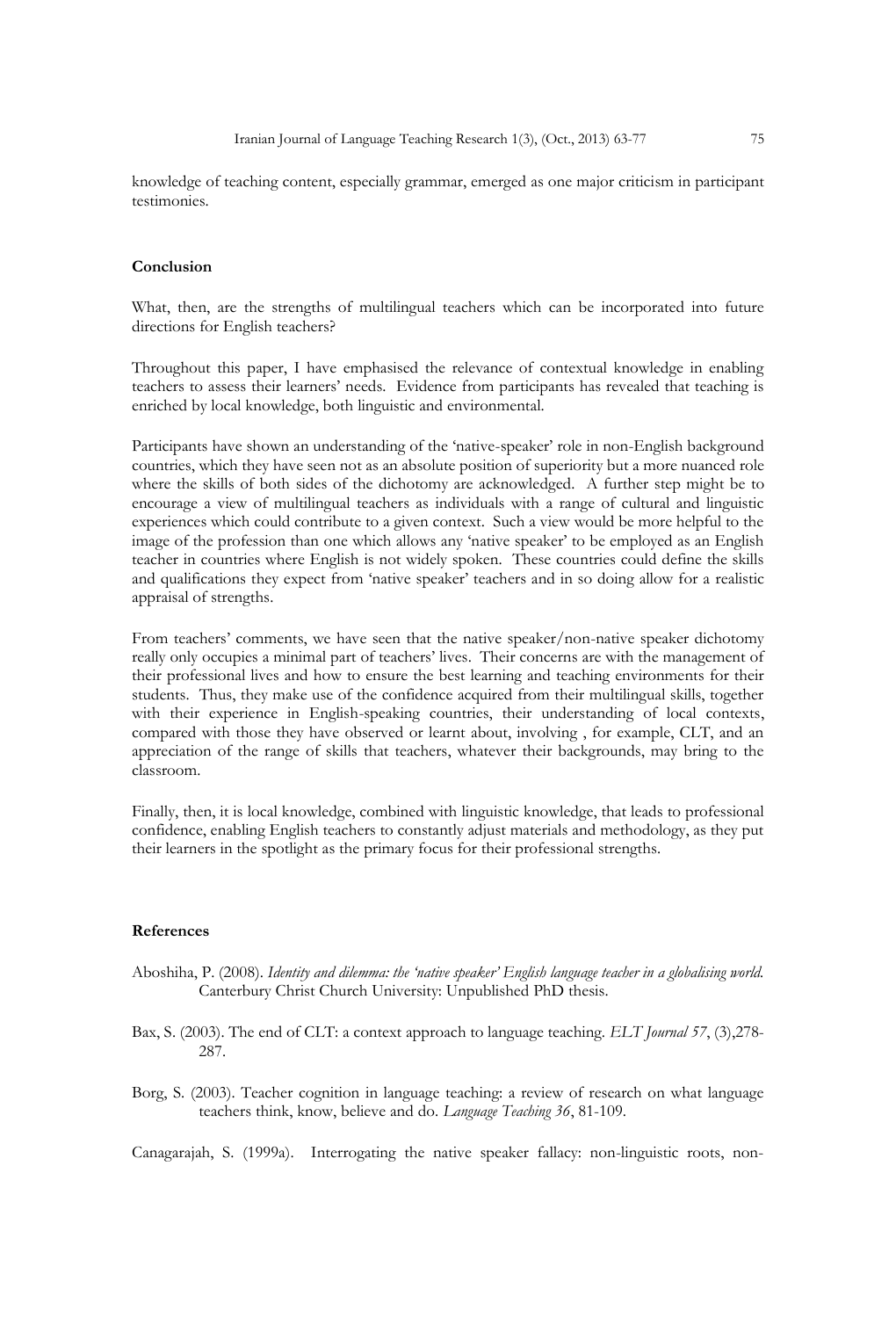knowledge of teaching content, especially grammar, emerged as one major criticism in participant testimonies.

## Conclusion

What, then, are the strengths of multilingual teachers which can be incorporated into future directions for English teachers?

Throughout this paper, I have emphasised the relevance of contextual knowledge in enabling teachers to assess their learners' needs. Evidence from participants has revealed that teaching is enriched by local knowledge, both linguistic and environmental.

Participants have shown an understanding of the 'native-speaker' role in non-English background countries, which they have seen not as an absolute position of superiority but a more nuanced role where the skills of both sides of the dichotomy are acknowledged. A further step might be to encourage a view of multilingual teachers as individuals with a range of cultural and linguistic experiences which could contribute to a given context. Such a view would be more helpful to the image of the profession than one which allows any 'native speaker' to be employed as an English teacher in countries where English is not widely spoken. These countries could define the skills and qualifications they expect from 'native speaker' teachers and in so doing allow for a realistic appraisal of strengths.

From teachers' comments, we have seen that the native speaker/non-native speaker dichotomy really only occupies a minimal part of teachers' lives. Their concerns are with the management of their professional lives and how to ensure the best learning and teaching environments for their students. Thus, they make use of the confidence acquired from their multilingual skills, together with their experience in English-speaking countries, their understanding of local contexts, compared with those they have observed or learnt about, involving , for example, CLT, and an appreciation of the range of skills that teachers, whatever their backgrounds, may bring to the classroom.

Finally, then, it is local knowledge, combined with linguistic knowledge, that leads to professional confidence, enabling English teachers to constantly adjust materials and methodology, as they put their learners in the spotlight as the primary focus for their professional strengths.

## References

Aboshiha, P. (2008). *Identity and dilemma: the 'native speaker' English language teacher in a globalising world.* Canterbury Christ Church University: Unpublished PhD thesis.

Bax, S. (2003). The end of CLT: a context approach to language teaching. *ELT Journal 57*, (3),278-287.

Borg, S. (2003). Teacher cognition in language teaching: a review of research on what language teachers think, know, believe and do. *Language Teaching 36*, 81-109.

Canagarajah, S. (1999a). Interrogating the native speaker fallacy: non-linguistic roots, non-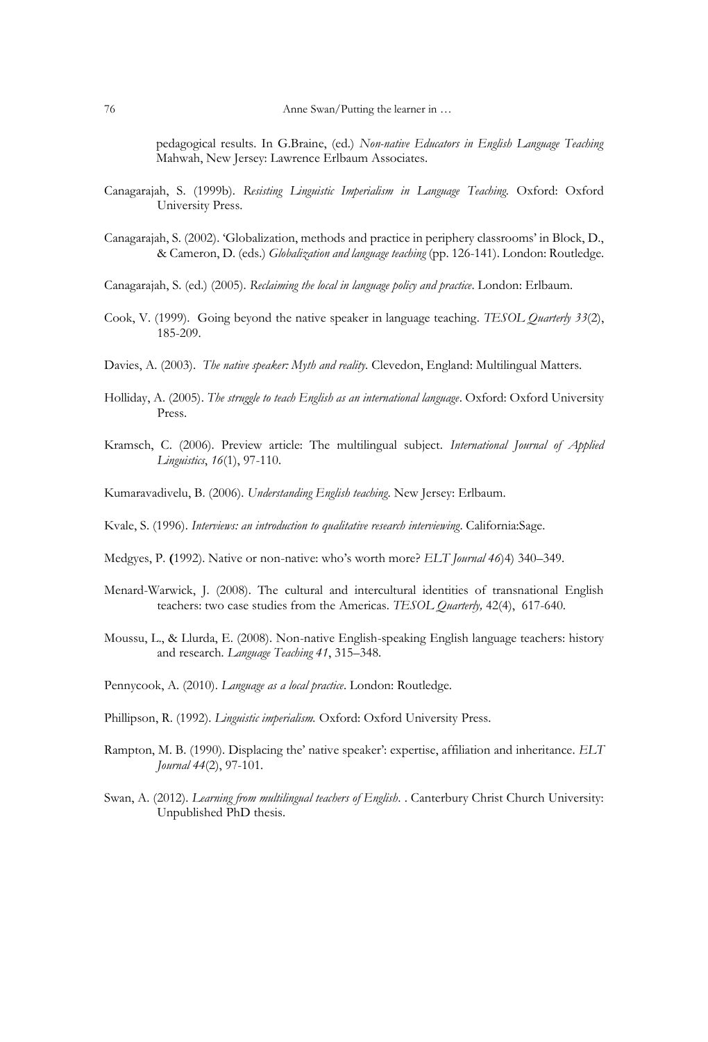pedagogical results. In G.Braine, (ed.) *Non-native Educators in English Language Teaching* Mahwah, New Jersey: Lawrence Erlbaum Associates.

Canagarajah, S. (1999b). *Resisting Linguistic Imperialism in Language Teaching.* Oxford: Oxford University Press.

Canagarajah, S. (2002). 'Globalization, methods and practice in periphery classrooms' in Block, D., & Cameron, D. (eds.) *Globalization and language teaching* (pp. 126-141). London: Routledge.

Canagarajah, S. (ed.) (2005). *Reclaiming the local in language policy and practice*. London: Erlbaum.

Cook, V. (1999). Going beyond the native speaker in language teaching. *TESOL Quarterly 33*(2), 185-209.

Davies, A. (2003). *The native speaker: Myth and reality.* Clevedon, England: Multilingual Matters.

Holliday, A. (2005). *The struggle to teach English as an international language*. Oxford: Oxford University Press.

Kramsch, C. (2006). Preview article: The multilingual subject. *International Journal of Applied Linguistics*, *16*(1), 97-110.

Kumaravadivelu, B. (2006). *Understanding English teaching.* New Jersey: Erlbaum.

Kvale, S. (1996). *Interviews: an introduction to qualitative research interviewing*. California:Sage.

Medgyes, P. **(**1992). Native or non-native: who's worth more? *ELT Journal 46*)4) 340–349.

Menard-Warwick, J. (2008). The cultural and intercultural identities of transnational English teachers: two case studies from the Americas. *TESOL Quarterly,* 42(4), 617-640.

Moussu, L., & Llurda, E. (2008). Non-native English-speaking English language teachers: history and research. *Language Teaching 41*, 315–348.

Pennycook, A. (2010). *Language as a local practice*. London: Routledge.

Phillipson, R. (1992). *Linguistic imperialism.* Oxford: Oxford University Press.

Rampton, M. B. (1990). Displacing the' native speaker': expertise, affiliation and inheritance. *ELT Journal 44*(2), 97-101.

Swan, A. (2012). *Learning from multilingual teachers of English*. . Canterbury Christ Church University: Unpublished PhD thesis.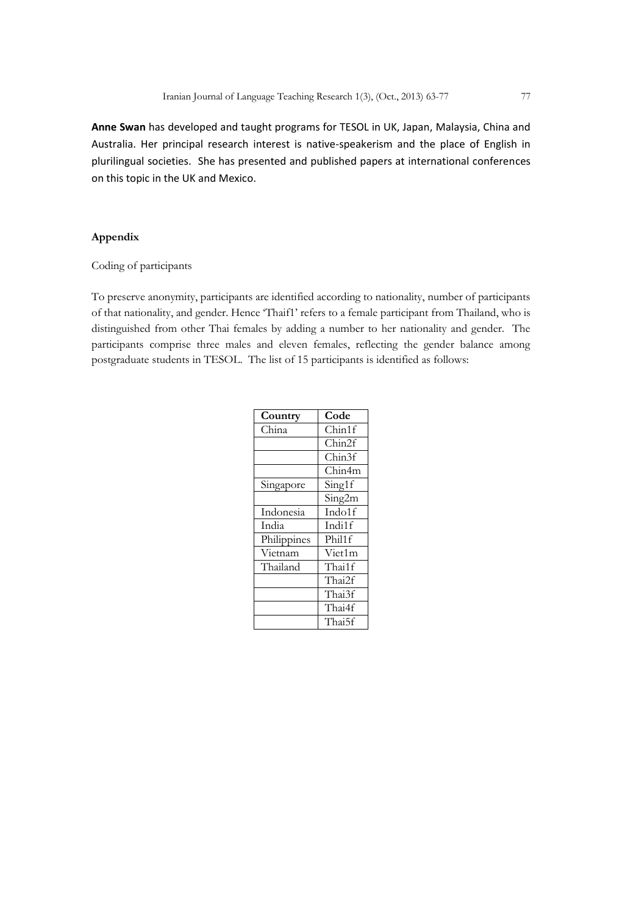**Anne Swan** has developed and taught programs for TESOL in UK, Japan, Malaysia, China and Australia. Her principal research interest is native-speakerism and the place of English in plurilingual societies. She has presented and published papers at international conferences on this topic in the UK and Mexico.

## Appendix

Coding of participants

To preserve anonymity, participants are identified according to nationality, number of participants of that nationality, and gender. Hence 'Thaif1' refers to a female participant from Thailand, who is distinguished from other Thai females by adding a number to her nationality and gender. The participants comprise three males and eleven females, reflecting the gender balance among postgraduate students in TESOL. The list of 15 participants is identified as follows:

| Country | Code |
|---|---|
| China | Chin1f |
| | Chin2f |
| | Chin3f |
| | Chin4m |
| Singapore | Sing1f |
| | Sing2m |
| Indonesia | Indo1f |
| India | Indi1f |
| Philippines | Phil1f |
| Vietnam | Viet1m |
| Thailand | Thai1f |
| | Thai2f |
| | Thai3f |
| | Thai4f |
| | Thai5f |